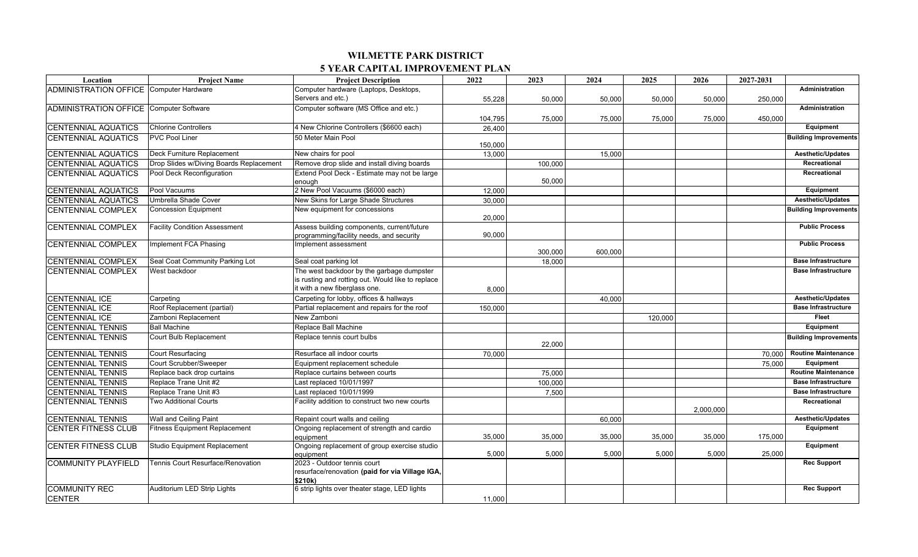# WILMETTE PARK DISTRICT

## 5 YEAR CAPITAL IMPROVEMENT PLAN

| Location | Project Name | Project Description | 2022 | 2023 | 2024 | 2025 | 2026 | 2027-2031 | |
|---|---|---|---|---|---|---|---|---|---|
| ADMINISTRATION OFFICE | Computer Hardware | Computer hardware (Laptops, Desktops, Servers and etc.) | 55,228 | 50,000 | 50,000 | 50,000 | 50,000 | 250,000 | **Administration** |
| ADMINISTRATION OFFICE | Computer Software | Computer software (MS Office and etc.) | 104,795 | 75,000 | 75,000 | 75,000 | 75,000 | 450,000 | **Administration** |
| CENTENNIAL AQUATICS | Chlorine Controllers | 4 New Chlorine Controllers ($6600 each) | 26,400 | | | | | | **Equipment** |
| CENTENNIAL AQUATICS | PVC Pool Liner | 50 Meter Main Pool | 150,000 | | | | | | **Building Improvements** |
| CENTENNIAL AQUATICS | Deck Furniture Replacement | New chairs for pool | 13,000 | | 15,000 | | | | **Aesthetic/Updates** |
| CENTENNIAL AQUATICS | Drop Slides w/Diving Boards Replacement | Remove drop slide and install diving boards | | 100,000 | | | | | **Recreational** |
| CENTENNIAL AQUATICS | Pool Deck Reconfiguration | Extend Pool Deck - Estimate may not be large enough | | 50,000 | | | | | **Recreational** |
| CENTENNIAL AQUATICS | Pool Vacuums | 2 New Pool Vacuums ($6000 each) | 12,000 | | | | | | **Equipment** |
| CENTENNIAL AQUATICS | Umbrella Shade Cover | New Skins for Large Shade Structures | 30,000 | | | | | | **Aesthetic/Updates** |
| CENTENNIAL COMPLEX | Concession Equipment | New equipment for concessions | 20,000 | | | | | | **Building Improvements** |
| CENTENNIAL COMPLEX | Facility Condition Assessment | Assess building components, current/future programming/facility needs, and security | 90,000 | | | | | | **Public Process** |
| CENTENNIAL COMPLEX | Implement FCA Phasing | Implement assessment | | 300,000 | 600,000 | | | | **Public Process** |
| CENTENNIAL COMPLEX | Seal Coat Community Parking Lot | Seal coat parking lot | | 18,000 | | | | | **Base Infrastructure** |
| CENTENNIAL COMPLEX | West backdoor | The west backdoor by the garbage dumpster is rusting and rotting out. Would like to replace it with a new fiberglass one. | 8,000 | | | | | | **Base Infrastructure** |
| CENTENNIAL ICE | Carpeting | Carpeting for lobby, offices & hallways | | | 40,000 | | | | **Aesthetic/Updates** |
| CENTENNIAL ICE | Roof Replacement (partial) | Partial replacement and repairs for the roof | 150,000 | | | | | | **Base Infrastructure** |
| CENTENNIAL ICE | Zamboni Replacement | New Zamboni | | | | 120,000 | | | **Fleet** |
| CENTENNIAL TENNIS | Ball Machine | Replace Ball Machine | | | | | | | **Equipment** |
| CENTENNIAL TENNIS | Court Bulb Replacement | Replace tennis court bulbs | | 22,000 | | | | | **Building Improvements** |
| CENTENNIAL TENNIS | Court Resurfacing | Resurface all indoor courts | 70,000 | | | | | 70,000 | **Routine Maintenance** |
| CENTENNIAL TENNIS | Court Scrubber/Sweeper | Equipment replacement schedule | | | | | | 75,000 | **Equipment** |
| CENTENNIAL TENNIS | Replace back drop curtains | Replace curtains between courts | | 75,000 | | | | | **Routine Maintenance** |
| CENTENNIAL TENNIS | Replace Trane Unit #2 | Last replaced 10/01/1997 | | 100,000 | | | | | **Base Infrastructure** |
| CENTENNIAL TENNIS | Replace Trane Unit #3 | Last replaced 10/01/1999 | | 7,500 | | | | | **Base Infrastructure** |
| CENTENNIAL TENNIS | Two Additional Courts | Facility addition to construct two new courts | | | | | 2,000,000 | | **Recreational** |
| CENTENNIAL TENNIS | Wall and Ceiling Paint | Repaint court walls and ceiling | | | 60,000 | | | | **Aesthetic/Updates** |
| CENTER FITNESS CLUB | Fitness Equipment Replacement | Ongoing replacement of strength and cardio equipment | 35,000 | 35,000 | 35,000 | 35,000 | 35,000 | 175,000 | **Equipment** |
| CENTER FITNESS CLUB | Studio Equipment Replacement | Ongoing replacement of group exercise studio equipment | 5,000 | 5,000 | 5,000 | 5,000 | 5,000 | 25,000 | **Equipment** |
| COMMUNITY PLAYFIELD | Tennis Court Resurface/Renovation | 2023 - Outdoor tennis court resurface/renovation **(paid for via Village IGA, $210k)** | | | | | | | **Rec Support** |
| COMMUNITY REC CENTER | Auditorium LED Strip Lights | 6 strip lights over theater stage, LED lights | 11,000 | | | | | | **Rec Support** |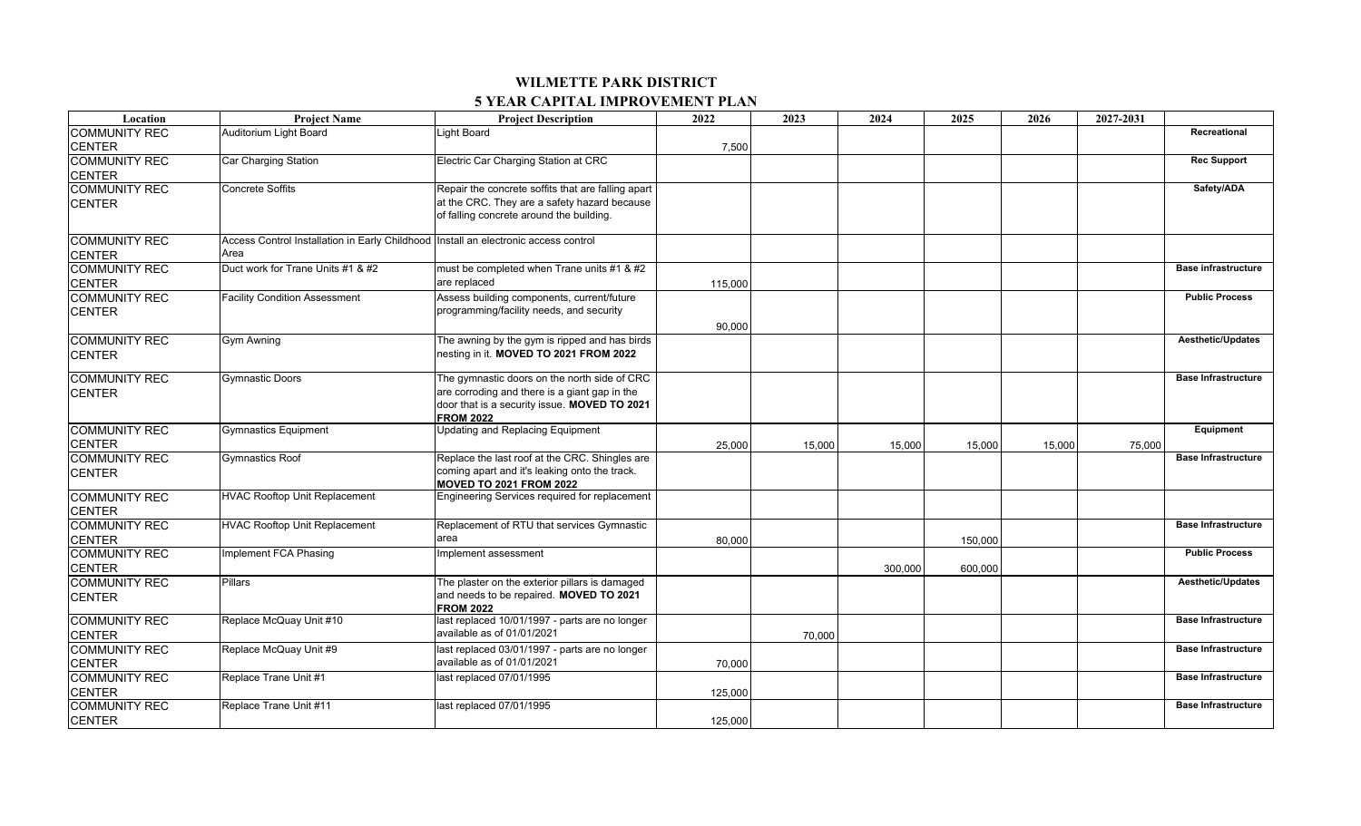# WILMETTE PARK DISTRICT

## 5 YEAR CAPITAL IMPROVEMENT PLAN

| Location | Project Name | Project Description | 2022 | 2023 | 2024 | 2025 | 2026 | 2027-2031 | |
|---|---|---|---|---|---|---|---|---|---|
| COMMUNITY REC CENTER | Auditorium Light Board | Light Board | 7,500 | | | | | | Recreational |
| COMMUNITY REC CENTER | Car Charging Station | Electric Car Charging Station at CRC | | | | | | | Rec Support |
| COMMUNITY REC CENTER | Concrete Soffits | Repair the concrete soffits that are falling apart at the CRC. They are a safety hazard because of falling concrete around the building. | | | | | | | Safety/ADA |
| COMMUNITY REC CENTER | Access Control Installation in Early Childhood Area | Install an electronic access control | | | | | | | |
| COMMUNITY REC CENTER | Duct work for Trane Units #1 & #2 | must be completed when Trane units #1 & #2 are replaced | 115,000 | | | | | | Base infrastructure |
| COMMUNITY REC CENTER | Facility Condition Assessment | Assess building components, current/future programming/facility needs, and security | 90,000 | | | | | | Public Process |
| COMMUNITY REC CENTER | Gym Awning | The awning by the gym is ripped and has birds nesting in it. **MOVED TO 2021 FROM 2022** | | | | | | | Aesthetic/Updates |
| COMMUNITY REC CENTER | Gymnastic Doors | The gymnastic doors on the north side of CRC are corroding and there is a giant gap in the door that is a security issue. **MOVED TO 2021 FROM 2022** | | | | | | | Base Infrastructure |
| COMMUNITY REC CENTER | Gymnastics Equipment | Updating and Replacing Equipment | 25,000 | 15,000 | 15,000 | 15,000 | 15,000 | 75,000 | Equipment |
| COMMUNITY REC CENTER | Gymnastics Roof | Replace the last roof at the CRC. Shingles are coming apart and it's leaking onto the track. **MOVED TO 2021 FROM 2022** | | | | | | | Base Infrastructure |
| COMMUNITY REC CENTER | HVAC Rooftop Unit Replacement | Engineering Services required for replacement | | | | | | | |
| COMMUNITY REC CENTER | HVAC Rooftop Unit Replacement | Replacement of RTU that services Gymnastic area | 80,000 | | | 150,000 | | | Base Infrastructure |
| COMMUNITY REC CENTER | Implement FCA Phasing | Implement assessment | | | 300,000 | 600,000 | | | Public Process |
| COMMUNITY REC CENTER | Pillars | The plaster on the exterior pillars is damaged and needs to be repaired. **MOVED TO 2021 FROM 2022** | | | | | | | Aesthetic/Updates |
| COMMUNITY REC CENTER | Replace McQuay Unit #10 | last replaced 10/01/1997 - parts are no longer available as of 01/01/2021 | | 70,000 | | | | | Base Infrastructure |
| COMMUNITY REC CENTER | Replace McQuay Unit #9 | last replaced 03/01/1997 - parts are no longer available as of 01/01/2021 | 70,000 | | | | | | Base Infrastructure |
| COMMUNITY REC CENTER | Replace Trane Unit #1 | last replaced 07/01/1995 | 125,000 | | | | | | Base Infrastructure |
| COMMUNITY REC CENTER | Replace Trane Unit #11 | last replaced 07/01/1995 | 125,000 | | | | | | Base Infrastructure |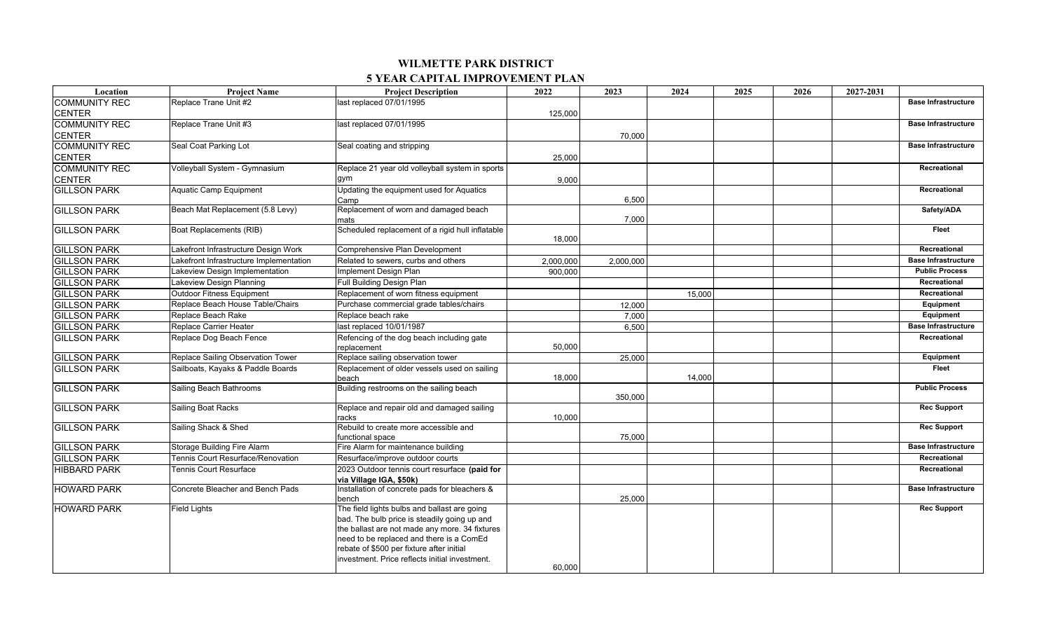# WILMETTE PARK DISTRICT

## 5 YEAR CAPITAL IMPROVEMENT PLAN

| Location | Project Name | Project Description | 2022 | 2023 | 2024 | 2025 | 2026 | 2027-2031 | |
|---|---|---|---|---|---|---|---|---|---|
| COMMUNITY REC CENTER | Replace Trane Unit #2 | last replaced 07/01/1995 | 125,000 | | | | | | Base Infrastructure |
| COMMUNITY REC CENTER | Replace Trane Unit #3 | last replaced 07/01/1995 | | 70,000 | | | | | Base Infrastructure |
| COMMUNITY REC CENTER | Seal Coat Parking Lot | Seal coating and stripping | 25,000 | | | | | | Base Infrastructure |
| COMMUNITY REC CENTER | Volleyball System - Gymnasium | Replace 21 year old volleyball system in sports gym | 9,000 | | | | | | Recreational |
| GILLSON PARK | Aquatic Camp Equipment | Updating the equipment used for Aquatics Camp | | 6,500 | | | | | Recreational |
| GILLSON PARK | Beach Mat Replacement (5.8 Levy) | Replacement of worn and damaged beach mats | | 7,000 | | | | | Safety/ADA |
| GILLSON PARK | Boat Replacements (RIB) | Scheduled replacement of a rigid hull inflatable | 18,000 | | | | | | Fleet |
| GILLSON PARK | Lakefront Infrastructure Design Work | Comprehensive Plan Development | | | | | | | Recreational |
| GILLSON PARK | Lakefront Infrastructure Implementation | Related to sewers, curbs and others | 2,000,000 | 2,000,000 | | | | | Base Infrastructure |
| GILLSON PARK | Lakeview Design Implementation | Implement Design Plan | 900,000 | | | | | | Public Process |
| GILLSON PARK | Lakeview Design Planning | Full Building Design Plan | | | | | | | Recreational |
| GILLSON PARK | Outdoor Fitness Equipment | Replacement of worn fitness equipment | | | 15,000 | | | | Recreational |
| GILLSON PARK | Replace Beach House Table/Chairs | Purchase commercial grade tables/chairs | | 12,000 | | | | | Equipment |
| GILLSON PARK | Replace Beach Rake | Replace beach rake | | 7,000 | | | | | Equipment |
| GILLSON PARK | Replace Carrier Heater | last replaced 10/01/1987 | | 6,500 | | | | | Base Infrastructure |
| GILLSON PARK | Replace Dog Beach Fence | Refencing of the dog beach including gate replacement | 50,000 | | | | | | Recreational |
| GILLSON PARK | Replace Sailing Observation Tower | Replace sailing observation tower | | 25,000 | | | | | Equipment |
| GILLSON PARK | Sailboats, Kayaks & Paddle Boards | Replacement of older vessels used on sailing beach | 18,000 | | 14,000 | | | | Fleet |
| GILLSON PARK | Sailing Beach Bathrooms | Building restrooms on the sailing beach | | 350,000 | | | | | Public Process |
| GILLSON PARK | Sailing Boat Racks | Replace and repair old and damaged sailing racks | 10,000 | | | | | | Rec Support |
| GILLSON PARK | Sailing Shack & Shed | Rebuild to create more accessible and functional space | | 75,000 | | | | | Rec Support |
| GILLSON PARK | Storage Building Fire Alarm | Fire Alarm for maintenance building | | | | | | | Base Infrastructure |
| GILLSON PARK | Tennis Court Resurface/Renovation | Resurface/improve outdoor courts | | | | | | | Recreational |
| HIBBARD PARK | Tennis Court Resurface | 2023 Outdoor tennis court resurface **(paid for via Village IGA, $50k)** | | | | | | | Recreational |
| HOWARD PARK | Concrete Bleacher and Bench Pads | Installation of concrete pads for bleachers & bench | | 25,000 | | | | | Base Infrastructure |
| HOWARD PARK | Field Lights | The field lights bulbs and ballast are going bad. The bulb price is steadily going up and the ballast are not made any more. 34 fixtures need to be replaced and there is a ComEd rebate of $500 per fixture after initial investment. Price reflects initial investment. | 60,000 | | | | | | Rec Support |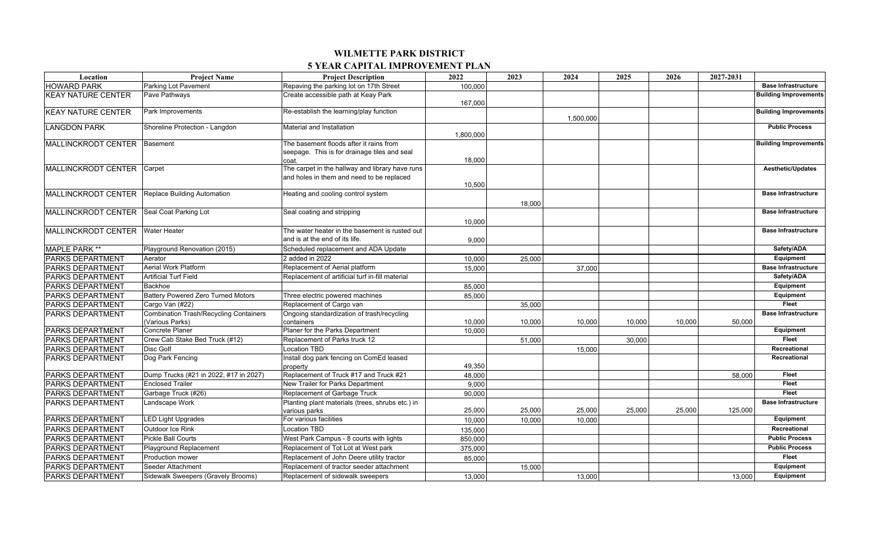# WILMETTE PARK DISTRICT

## 5 YEAR CAPITAL IMPROVEMENT PLAN

| Location | Project Name | Project Description | 2022 | 2023 | 2024 | 2025 | 2026 | 2027-2031 | |
|---|---|---|---|---|---|---|---|---|---|
| HOWARD PARK | Parking Lot Pavement | Repaving the parking lot on 17th Street | 100,000 | | | | | | Base Infrastructure |
| KEAY NATURE CENTER | Pave Pathways | Create accessible path at Keay Park | 167,000 | | | | | | Building Improvements |
| KEAY NATURE CENTER | Park Improvements | Re-establish the learning/play function | | | 1,500,000 | | | | Building Improvements |
| LANGDON PARK | Shoreline Protection - Langdon | Material and Installation | 1,800,000 | | | | | | Public Process |
| MALLINCKRODT CENTER | Basement | The basement floods after it rains from seepage. This is for drainage tiles and seal coat. | 18,000 | | | | | | Building Improvements |
| MALLINCKRODT CENTER | Carpet | The carpet in the hallway and library have runs and holes in them and need to be replaced | 10,500 | | | | | | Aesthetic/Updates |
| MALLINCKRODT CENTER | Replace Building Automation | Heating and cooling control system | | 18,000 | | | | | Base Infrastructure |
| MALLINCKRODT CENTER | Seal Coat Parking Lot | Seal coating and stripping | 10,000 | | | | | | Base Infrastructure |
| MALLINCKRODT CENTER | Water Heater | The water heater in the basement is rusted out and is at the end of its life. | 9,000 | | | | | | Base Infrastructure |
| MAPLE PARK ** | Playground Renovation (2015) | Scheduled replacement and ADA Update | | | | | | | Safety/ADA |
| PARKS DEPARTMENT | Aerator | 2 added in 2022 | 10,000 | 25,000 | | | | | Equipment |
| PARKS DEPARTMENT | Aerial Work Platform | Replacement of Aerial platform | 15,000 | | 37,000 | | | | Base Infrastructure |
| PARKS DEPARTMENT | Artificial Turf Field | Replacement of artificial turf in-fill material | | | | | | | Safety/ADA |
| PARKS DEPARTMENT | Backhoe | | 85,000 | | | | | | Equipment |
| PARKS DEPARTMENT | Battery Powered Zero Turned Motors | Three electric powered machines | 85,000 | | | | | | Equipment |
| PARKS DEPARTMENT | Cargo Van (#22) | Replacement of Cargo van | | 35,000 | | | | | Fleet |
| PARKS DEPARTMENT | Combination Trash/Recycling Containers (Various Parks) | Ongoing standardization of trash/recycling containers | 10,000 | 10,000 | 10,000 | 10,000 | 10,000 | 50,000 | Base Infrastructure |
| PARKS DEPARTMENT | Concrete Planer | Planer for the Parks Department | 10,000 | | | | | | Equipment |
| PARKS DEPARTMENT | Crew Cab Stake Bed Truck (#12) | Replacement of Parks truck 12 | | 51,000 | | 30,000 | | | Fleet |
| PARKS DEPARTMENT | Disc Golf | Location TBD | | | 15,000 | | | | Recreational |
| PARKS DEPARTMENT | Dog Park Fencing | Install dog park fencing on ComEd leased property | 49,350 | | | | | | Recreational |
| PARKS DEPARTMENT | Dump Trucks (#21 in 2022, #17 in 2027) | Replacement of Truck #17 and Truck #21 | 48,000 | | | | | 58,000 | Fleet |
| PARKS DEPARTMENT | Enclosed Trailer | New Trailer for Parks Department | 9,000 | | | | | | Fleet |
| PARKS DEPARTMENT | Garbage Truck (#26) | Replacement of Garbage Truck | 90,000 | | | | | | Fleet |
| PARKS DEPARTMENT | Landscape Work | Planting plant materials (trees, shrubs etc.) in various parks | 25,000 | 25,000 | 25,000 | 25,000 | 25,000 | 125,000 | Base Infrastructure |
| PARKS DEPARTMENT | LED Light Upgrades | For various facilities | 10,000 | 10,000 | 10,000 | | | | Equipment |
| PARKS DEPARTMENT | Outdoor Ice Rink | Location TBD | 135,000 | | | | | | Recreational |
| PARKS DEPARTMENT | Pickle Ball Courts | West Park Campus - 8 courts with lights | 850,000 | | | | | | Public Process |
| PARKS DEPARTMENT | Playground Replacement | Replacement of Tot Lot at West park | 375,000 | | | | | | Public Process |
| PARKS DEPARTMENT | Production mower | Replacement of John Deere utility tractor | 85,000 | | | | | | Fleet |
| PARKS DEPARTMENT | Seeder Attachment | Replacement of tractor seeder attachment | | 15,000 | | | | | Equipment |
| PARKS DEPARTMENT | Sidewalk Sweepers (Gravely Brooms) | Replacement of sidewalk sweepers | 13,000 | | 13,000 | | | 13,000 | Equipment |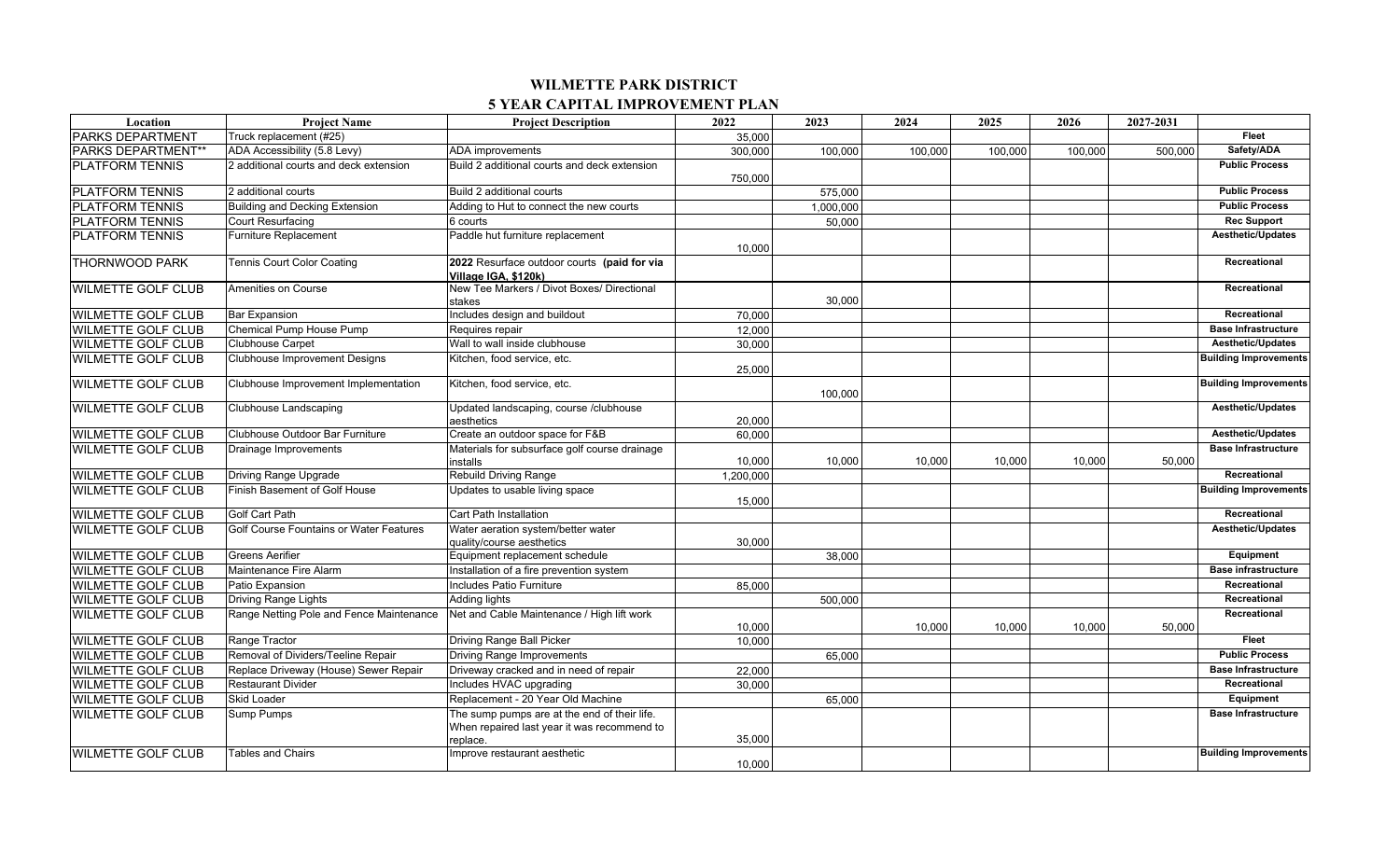# WILMETTE PARK DISTRICT

## 5 YEAR CAPITAL IMPROVEMENT PLAN

| Location | Project Name | Project Description | 2022 | 2023 | 2024 | 2025 | 2026 | 2027-2031 | |
|---|---|---|---|---|---|---|---|---|---|
| PARKS DEPARTMENT | Truck replacement (#25) | | 35,000 | | | | | | **Fleet** |
| PARKS DEPARTMENT** | ADA Accessibility (5.8 Levy) | ADA improvements | 300,000 | 100,000 | 100,000 | 100,000 | 100,000 | 500,000 | **Safety/ADA** |
| PLATFORM TENNIS | 2 additional courts and deck extension | Build 2 additional courts and deck extension | 750,000 | | | | | | **Public Process** |
| PLATFORM TENNIS | 2 additional courts | Build 2 additional courts | | 575,000 | | | | | **Public Process** |
| PLATFORM TENNIS | Building and Decking Extension | Adding to Hut to connect the new courts | | 1,000,000 | | | | | **Public Process** |
| PLATFORM TENNIS | Court Resurfacing | 6 courts | | 50,000 | | | | | **Rec Support** |
| PLATFORM TENNIS | Furniture Replacement | Paddle hut furniture replacement | 10,000 | | | | | | **Aesthetic/Updates** |
| THORNWOOD PARK | Tennis Court Color Coating | **2022** Resurface outdoor courts **(paid for via Village IGA, $120k)** | | | | | | | **Recreational** |
| WILMETTE GOLF CLUB | Amenities on Course | New Tee Markers / Divot Boxes/ Directional stakes | | 30,000 | | | | | **Recreational** |
| WILMETTE GOLF CLUB | Bar Expansion | Includes design and buildout | 70,000 | | | | | | **Recreational** |
| WILMETTE GOLF CLUB | Chemical Pump House Pump | Requires repair | 12,000 | | | | | | **Base Infrastructure** |
| WILMETTE GOLF CLUB | Clubhouse Carpet | Wall to wall inside clubhouse | 30,000 | | | | | | **Aesthetic/Updates** |
| WILMETTE GOLF CLUB | Clubhouse Improvement Designs | Kitchen, food service, etc. | 25,000 | | | | | | **Building Improvements** |
| WILMETTE GOLF CLUB | Clubhouse Improvement Implementation | Kitchen, food service, etc. | | 100,000 | | | | | **Building Improvements** |
| WILMETTE GOLF CLUB | Clubhouse Landscaping | Updated landscaping, course /clubhouse aesthetics | 20,000 | | | | | | **Aesthetic/Updates** |
| WILMETTE GOLF CLUB | Clubhouse Outdoor Bar Furniture | Create an outdoor space for F&B | 60,000 | | | | | | **Aesthetic/Updates** |
| WILMETTE GOLF CLUB | Drainage Improvements | Materials for subsurface golf course drainage installs | 10,000 | 10,000 | 10,000 | 10,000 | 10,000 | 50,000 | **Base Infrastructure** |
| WILMETTE GOLF CLUB | Driving Range Upgrade | Rebuild Driving Range | 1,200,000 | | | | | | **Recreational** |
| WILMETTE GOLF CLUB | Finish Basement of Golf House | Updates to usable living space | 15,000 | | | | | | **Building Improvements** |
| WILMETTE GOLF CLUB | Golf Cart Path | Cart Path Installation | | | | | | | **Recreational** |
| WILMETTE GOLF CLUB | Golf Course Fountains or Water Features | Water aeration system/better water quality/course aesthetics | 30,000 | | | | | | **Aesthetic/Updates** |
| WILMETTE GOLF CLUB | Greens Aerifier | Equipment replacement schedule | | 38,000 | | | | | **Equipment** |
| WILMETTE GOLF CLUB | Maintenance Fire Alarm | Installation of a fire prevention system | | | | | | | **Base infrastructure** |
| WILMETTE GOLF CLUB | Patio Expansion | Includes Patio Furniture | 85,000 | | | | | | **Recreational** |
| WILMETTE GOLF CLUB | Driving Range Lights | Adding lights | | 500,000 | | | | | **Recreational** |
| WILMETTE GOLF CLUB | Range Netting Pole and Fence Maintenance | Net and Cable Maintenance / High lift work | 10,000 | | 10,000 | 10,000 | 10,000 | 50,000 | **Recreational** |
| WILMETTE GOLF CLUB | Range Tractor | Driving Range Ball Picker | 10,000 | | | | | | **Fleet** |
| WILMETTE GOLF CLUB | Removal of Dividers/Teeline Repair | Driving Range Improvements | | 65,000 | | | | | **Public Process** |
| WILMETTE GOLF CLUB | Replace Driveway (House) Sewer Repair | Driveway cracked and in need of repair | 22,000 | | | | | | **Base Infrastructure** |
| WILMETTE GOLF CLUB | Restaurant Divider | Includes HVAC upgrading | 30,000 | | | | | | **Recreational** |
| WILMETTE GOLF CLUB | Skid Loader | Replacement - 20 Year Old Machine | | 65,000 | | | | | **Equipment** |
| WILMETTE GOLF CLUB | Sump Pumps | The sump pumps are at the end of their life. When repaired last year it was recommend to replace. | 35,000 | | | | | | **Base Infrastructure** |
| WILMETTE GOLF CLUB | Tables and Chairs | Improve restaurant aesthetic | 10,000 | | | | | | **Building Improvements** |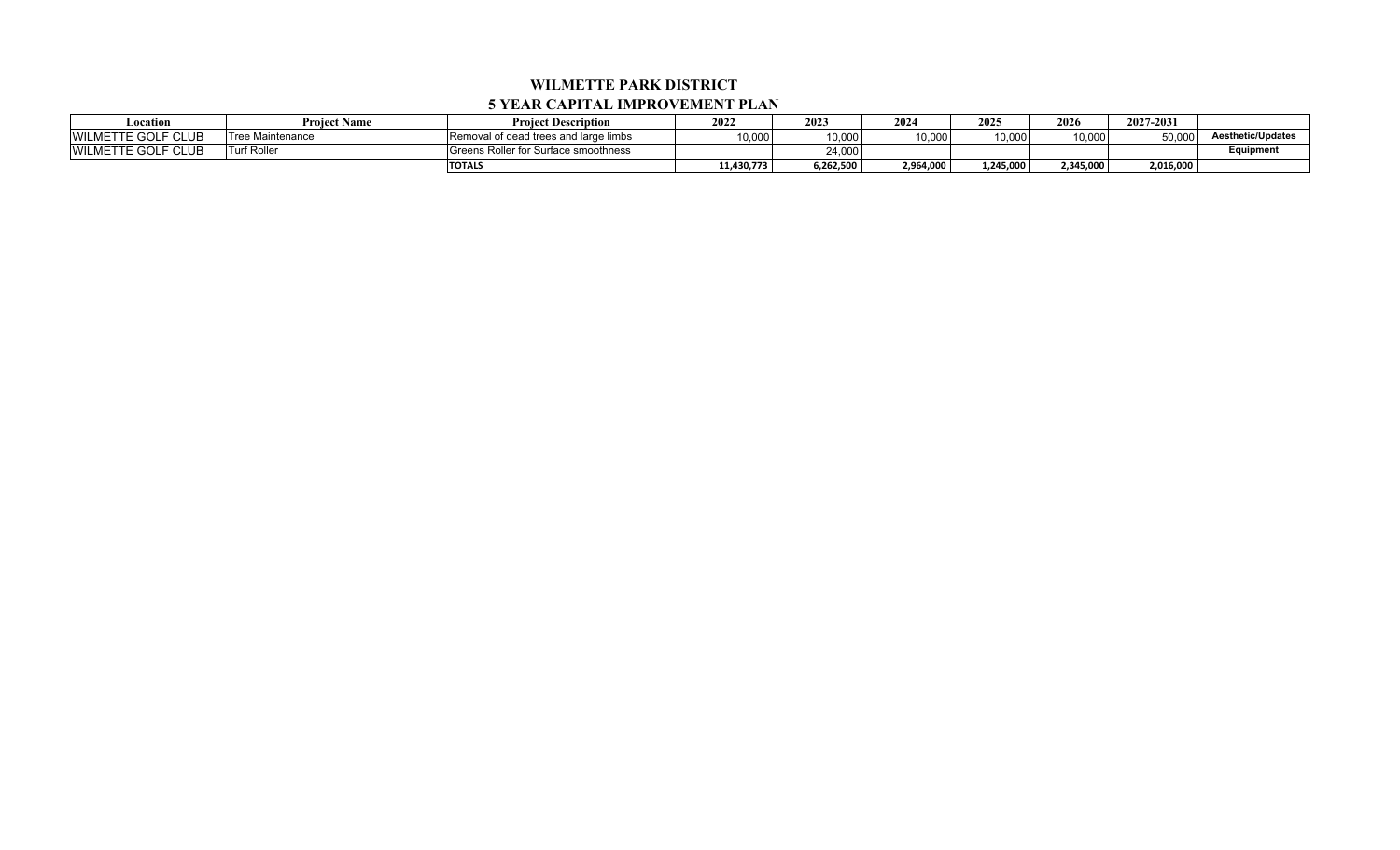# WILMETTE PARK DISTRICT

## 5 YEAR CAPITAL IMPROVEMENT PLAN

| Location | Project Name | Project Description | 2022 | 2023 | 2024 | 2025 | 2026 | 2027-2031 | |
|---|---|---|---|---|---|---|---|---|---|
| WILMETTE GOLF CLUB | Tree Maintenance | Removal of dead trees and large limbs | 10,000 | 10,000 | 10,000 | 10,000 | 10,000 | 50,000 | **Aesthetic/Updates** |
| WILMETTE GOLF CLUB | Turf Roller | Greens Roller for Surface smoothness | | 24,000 | | | | | **Equipment** |
| | | **TOTALS** | **11,430,773** | **6,262,500** | **2,964,000** | **1,245,000** | **2,345,000** | **2,016,000** | |